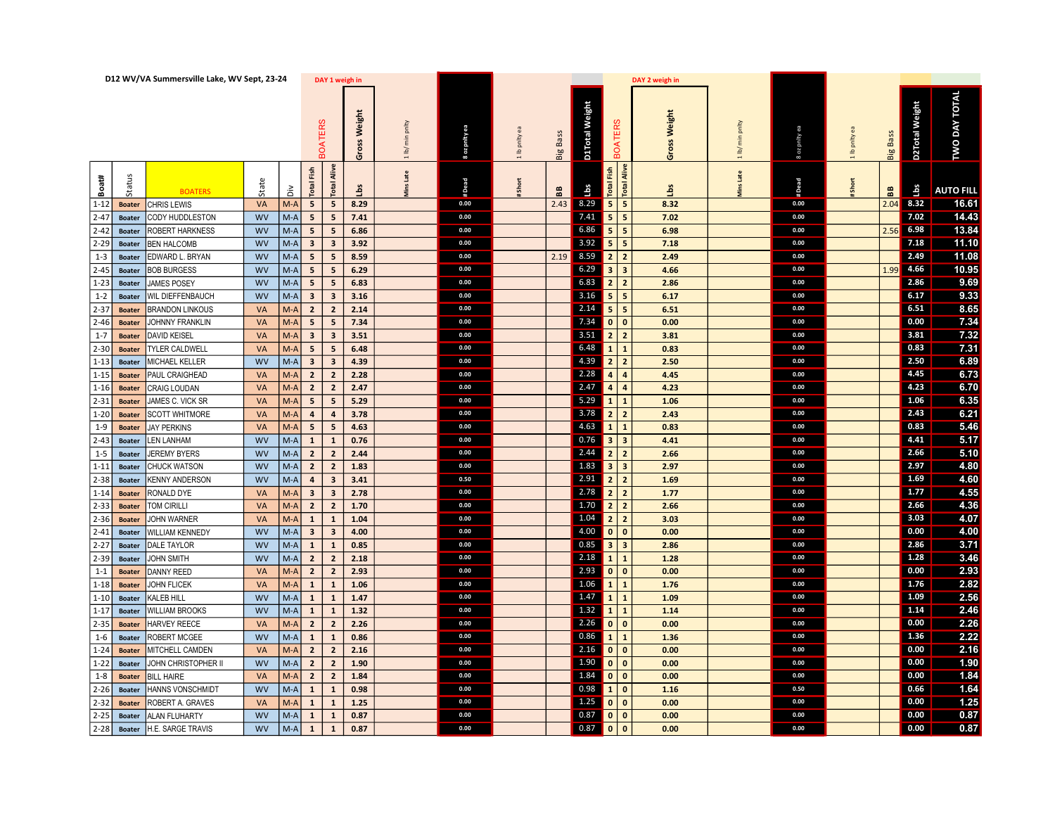# D12 WV/VA Summersville Lake, WV Sept, 23-24

| | | | | | DAY 1 weigh in | | | | | | | | | DAY 2 weigh in | | | | | | | | | | |
|---|---|---|---|---|---|---|---|---|---|---|---|---|---|---|---|---|---|---|---|---|---|---|---|
| | | | | | BOATERS | | Gross Weight | 1 lb/ min pnlty | 8 oz pnlty ea | 1 lb pnlty ea | Big Bass | D1Total Weight | BOATERS | | Gross Weight | 1 lb/ min pnlty | 8 oz pnlty ea | 1 lb pnlty ea | Big Bass | D2Total Weight | TWO DAY TOTAL |
| Boat# | Status | BOATERS | State | Div | Total Fish | Total Alive | Lbs | Mins Late | #Dead | #Short | BB | Lbs | Total Fish | Total Alive | Lbs | Mins Late | #Dead | #Short | BB | Lbs | AUTO FILL |
| 1-12 | Boater | CHRIS LEWIS | VA | M-A | 5 | 5 | 8.29 | | 0.00 | | 2.43 | 8.29 | 5 | 5 | 8.32 | | 0.00 | | 2.04 | 8.32 | 16.61 |
| 2-47 | Boater | CODY HUDDLESTON | WV | M-A | 5 | 5 | 7.41 | | 0.00 | | | 7.41 | 5 | 5 | 7.02 | | 0.00 | | | 7.02 | 14.43 |
| 2-42 | Boater | ROBERT HARKNESS | WV | M-A | 5 | 5 | 6.86 | | 0.00 | | | 6.86 | 5 | 5 | 6.98 | | 0.00 | | 2.56 | 6.98 | 13.84 |
| 2-29 | Boater | BEN HALCOMB | WV | M-A | 3 | 3 | 3.92 | | 0.00 | | | 3.92 | 5 | 5 | 7.18 | | 0.00 | | | 7.18 | 11.10 |
| 1-3 | Boater | EDWARD L. BRYAN | WV | M-A | 5 | 5 | 8.59 | | 0.00 | | 2.19 | 8.59 | 2 | 2 | 2.49 | | 0.00 | | | 2.49 | 11.08 |
| 2-45 | Boater | BOB BURGESS | WV | M-A | 5 | 5 | 6.29 | | 0.00 | | | 6.29 | 3 | 3 | 4.66 | | 0.00 | | 1.99 | 4.66 | 10.95 |
| 1-23 | Boater | JAMES POSEY | WV | M-A | 5 | 5 | 6.83 | | 0.00 | | | 6.83 | 2 | 2 | 2.86 | | 0.00 | | | 2.86 | 9.69 |
| 1-2 | Boater | WIL DIEFFENBAUCH | WV | M-A | 3 | 3 | 3.16 | | 0.00 | | | 3.16 | 5 | 5 | 6.17 | | 0.00 | | | 6.17 | 9.33 |
| 2-37 | Boater | BRANDON LINKOUS | VA | M-A | 2 | 2 | 2.14 | | 0.00 | | | 2.14 | 5 | 5 | 6.51 | | 0.00 | | | 6.51 | 8.65 |
| 2-46 | Boater | JOHNNY FRANKLIN | VA | M-A | 5 | 5 | 7.34 | | 0.00 | | | 7.34 | 0 | 0 | 0.00 | | 0.00 | | | 0.00 | 7.34 |
| 1-7 | Boater | DAVID KEISEL | VA | M-A | 3 | 3 | 3.51 | | 0.00 | | | 3.51 | 2 | 2 | 3.81 | | 0.00 | | | 3.81 | 7.32 |
| 2-30 | Boater | TYLER CALDWELL | VA | M-A | 5 | 5 | 6.48 | | 0.00 | | | 6.48 | 1 | 1 | 0.83 | | 0.00 | | | 0.83 | 7.31 |
| 1-13 | Boater | MICHAEL KELLER | WV | M-A | 3 | 3 | 4.39 | | 0.00 | | | 4.39 | 2 | 2 | 2.50 | | 0.00 | | | 2.50 | 6.89 |
| 1-15 | Boater | PAUL CRAIGHEAD | VA | M-A | 2 | 2 | 2.28 | | 0.00 | | | 2.28 | 4 | 4 | 4.45 | | 0.00 | | | 4.45 | 6.73 |
| 1-16 | Boater | CRAIG LOUDAN | VA | M-A | 2 | 2 | 2.47 | | 0.00 | | | 2.47 | 4 | 4 | 4.23 | | 0.00 | | | 4.23 | 6.70 |
| 2-31 | Boater | JAMES C. VICK SR | VA | M-A | 5 | 5 | 5.29 | | 0.00 | | | 5.29 | 1 | 1 | 1.06 | | 0.00 | | | 1.06 | 6.35 |
| 1-20 | Boater | SCOTT WHITMORE | VA | M-A | 4 | 4 | 3.78 | | 0.00 | | | 3.78 | 2 | 2 | 2.43 | | 0.00 | | | 2.43 | 6.21 |
| 1-9 | Boater | JAY PERKINS | VA | M-A | 5 | 5 | 4.63 | | 0.00 | | | 4.63 | 1 | 1 | 0.83 | | 0.00 | | | 0.83 | 5.46 |
| 2-43 | Boater | LEN LANHAM | WV | M-A | 1 | 1 | 0.76 | | 0.00 | | | 0.76 | 3 | 3 | 4.41 | | 0.00 | | | 4.41 | 5.17 |
| 1-5 | Boater | JEREMY BYERS | WV | M-A | 2 | 2 | 2.44 | | 0.00 | | | 2.44 | 2 | 2 | 2.66 | | 0.00 | | | 2.66 | 5.10 |
| 1-11 | Boater | CHUCK WATSON | WV | M-A | 2 | 2 | 1.83 | | 0.00 | | | 1.83 | 3 | 3 | 2.97 | | 0.00 | | | 2.97 | 4.80 |
| 2-38 | Boater | KENNY ANDERSON | WV | M-A | 4 | 3 | 3.41 | | 0.50 | | | 2.91 | 2 | 2 | 1.69 | | 0.00 | | | 1.69 | 4.60 |
| 1-14 | Boater | RONALD DYE | VA | M-A | 3 | 3 | 2.78 | | 0.00 | | | 2.78 | 2 | 2 | 1.77 | | 0.00 | | | 1.77 | 4.55 |
| 2-33 | Boater | TOM CIRILLI | VA | M-A | 2 | 2 | 1.70 | | 0.00 | | | 1.70 | 2 | 2 | 2.66 | | 0.00 | | | 2.66 | 4.36 |
| 2-36 | Boater | JOHN WARNER | VA | M-A | 1 | 1 | 1.04 | | 0.00 | | | 1.04 | 2 | 2 | 3.03 | | 0.00 | | | 3.03 | 4.07 |
| 2-41 | Boater | WILLIAM KENNEDY | WV | M-A | 3 | 3 | 4.00 | | 0.00 | | | 4.00 | 0 | 0 | 0.00 | | 0.00 | | | 0.00 | 4.00 |
| 2-27 | Boater | DALE TAYLOR | WV | M-A | 1 | 1 | 0.85 | | 0.00 | | | 0.85 | 3 | 3 | 2.86 | | 0.00 | | | 2.86 | 3.71 |
| 2-39 | Boater | JOHN SMITH | WV | M-A | 2 | 2 | 2.18 | | 0.00 | | | 2.18 | 1 | 1 | 1.28 | | 0.00 | | | 1.28 | 3.46 |
| 1-1 | Boater | DANNY REED | VA | M-A | 2 | 2 | 2.93 | | 0.00 | | | 2.93 | 0 | 0 | 0.00 | | 0.00 | | | 0.00 | 2.93 |
| 1-18 | Boater | JOHN FLICEK | VA | M-A | 1 | 1 | 1.06 | | 0.00 | | | 1.06 | 1 | 1 | 1.76 | | 0.00 | | | 1.76 | 2.82 |
| 1-10 | Boater | KALEB HILL | WV | M-A | 1 | 1 | 1.47 | | 0.00 | | | 1.47 | 1 | 1 | 1.09 | | 0.00 | | | 1.09 | 2.56 |
| 1-17 | Boater | WILLIAM BROOKS | WV | M-A | 1 | 1 | 1.32 | | 0.00 | | | 1.32 | 1 | 1 | 1.14 | | 0.00 | | | 1.14 | 2.46 |
| 2-35 | Boater | HARVEY REECE | VA | M-A | 2 | 2 | 2.26 | | 0.00 | | | 2.26 | 0 | 0 | 0.00 | | 0.00 | | | 0.00 | 2.26 |
| 1-6 | Boater | ROBERT MCGEE | WV | M-A | 1 | 1 | 0.86 | | 0.00 | | | 0.86 | 1 | 1 | 1.36 | | 0.00 | | | 1.36 | 2.22 |
| 1-24 | Boater | MITCHELL CAMDEN | VA | M-A | 2 | 2 | 2.16 | | 0.00 | | | 2.16 | 0 | 0 | 0.00 | | 0.00 | | | 0.00 | 2.16 |
| 1-22 | Boater | JOHN CHRISTOPHER II | WV | M-A | 2 | 2 | 1.90 | | 0.00 | | | 1.90 | 0 | 0 | 0.00 | | 0.00 | | | 0.00 | 1.90 |
| 1-8 | Boater | BILL HAIRE | VA | M-A | 2 | 2 | 1.84 | | 0.00 | | | 1.84 | 0 | 0 | 0.00 | | 0.00 | | | 0.00 | 1.84 |
| 2-26 | Boater | HANNS VONSCHMIDT | WV | M-A | 1 | 1 | 0.98 | | 0.00 | | | 0.98 | 1 | 0 | 1.16 | | 0.50 | | | 0.66 | 1.64 |
| 2-32 | Boater | ROBERT A. GRAVES | VA | M-A | 1 | 1 | 1.25 | | 0.00 | | | 1.25 | 0 | 0 | 0.00 | | 0.00 | | | 0.00 | 1.25 |
| 2-25 | Boater | ALAN FLUHARTY | WV | M-A | 1 | 1 | 0.87 | | 0.00 | | | 0.87 | 0 | 0 | 0.00 | | 0.00 | | | 0.00 | 0.87 |
| 2-28 | Boater | H.E. SARGE TRAVIS | WV | M-A | 1 | 1 | 0.87 | | 0.00 | | | 0.87 | 0 | 0 | 0.00 | | 0.00 | | | 0.00 | 0.87 |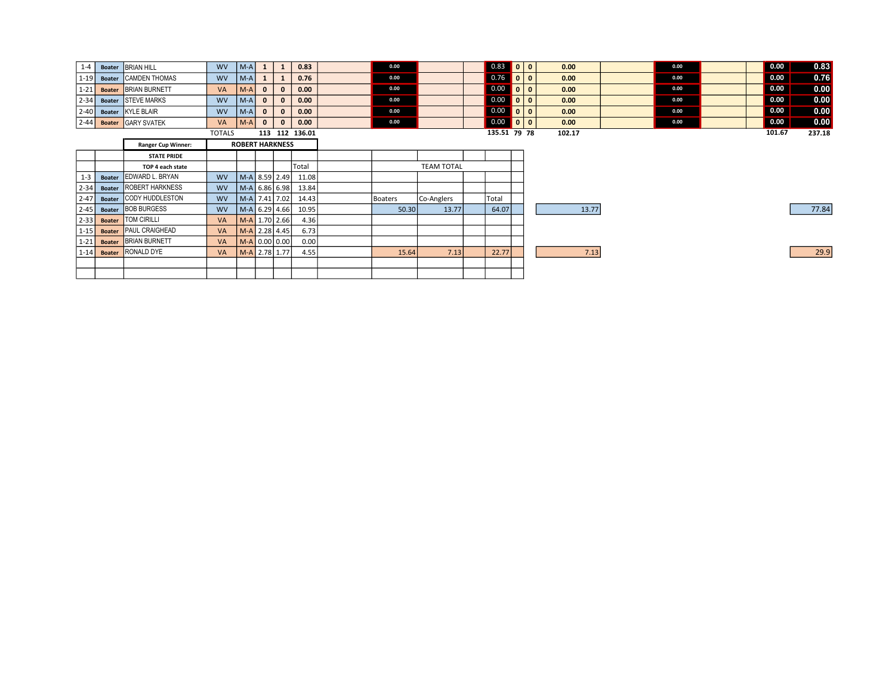| | | | | | | | | | | | | | | | | | | | | |
|---|---|---|---|---|---|---|---|---|---|---|---|---|---|---|---|---|---|---|---|---|
| 1-4 | Boater | BRIAN HILL | WV | M-A | 1 | 1 | 0.83 | | 0.00 | | | 0.83 | 0 | 0 | 0.00 | | 0.00 | | | 0.00 | 0.83 |
| 1-19 | Boater | CAMDEN THOMAS | WV | M-A | 1 | 1 | 0.76 | | 0.00 | | | 0.76 | 0 | 0 | 0.00 | | 0.00 | | | 0.00 | 0.76 |
| 1-21 | Boater | BRIAN BURNETT | VA | M-A | 0 | 0 | 0.00 | | 0.00 | | | 0.00 | 0 | 0 | 0.00 | | 0.00 | | | 0.00 | 0.00 |
| 2-34 | Boater | STEVE MARKS | WV | M-A | 0 | 0 | 0.00 | | 0.00 | | | 0.00 | 0 | 0 | 0.00 | | 0.00 | | | 0.00 | 0.00 |
| 2-40 | Boater | KYLE BLAIR | WV | M-A | 0 | 0 | 0.00 | | 0.00 | | | 0.00 | 0 | 0 | 0.00 | | 0.00 | | | 0.00 | 0.00 |
| 2-44 | Boater | GARY SVATEK | VA | M-A | 0 | 0 | 0.00 | | 0.00 | | | 0.00 | 0 | 0 | 0.00 | | 0.00 | | | 0.00 | 0.00 |
| | | | TOTALS | | 113 | 112 | 136.01 | | | | | 135.51 | 79 | 78 | 102.17 | | | | | 101.67 | 237.18 |

| | | Ranger Cup Winner: | ROBERT HARKNESS | | | | | | | | | | | | |
|---|---|---|---|---|---|---|---|---|---|---|---|---|---|---|---|
| | | STATE PRIDE | | | | | | | | | | | | | |
| | | TOP 4 each state | | | | | Total | | TEAM TOTAL | | | | | | |
| 1-3 | Boater | EDWARD L. BRYAN | WV | M-A | 8.59 | 2.49 | 11.08 | | | | | | | | |
| 2-34 | Boater | ROBERT HARKNESS | WV | M-A | 6.86 | 6.98 | 13.84 | | | | | | | | |
| 2-47 | Boater | CODY HUDDLESTON | WV | M-A | 7.41 | 7.02 | 14.43 | | Boaters | Co-Anglers | | Total | | | |
| 2-45 | Boater | BOB BURGESS | WV | M-A | 6.29 | 4.66 | 10.95 | | 50.30 | 13.77 | | 64.07 | | 13.77 | 77.84 |
| 2-33 | Boater | TOM CIRILLI | VA | M-A | 1.70 | 2.66 | 4.36 | | | | | | | | |
| 1-15 | Boater | PAUL CRAIGHEAD | VA | M-A | 2.28 | 4.45 | 6.73 | | | | | | | | |
| 1-21 | Boater | BRIAN BURNETT | VA | M-A | 0.00 | 0.00 | 0.00 | | | | | | | | |
| 1-14 | Boater | RONALD DYE | VA | M-A | 2.78 | 1.77 | 4.55 | | 15.64 | 7.13 | | 22.77 | | 7.13 | 29.9 |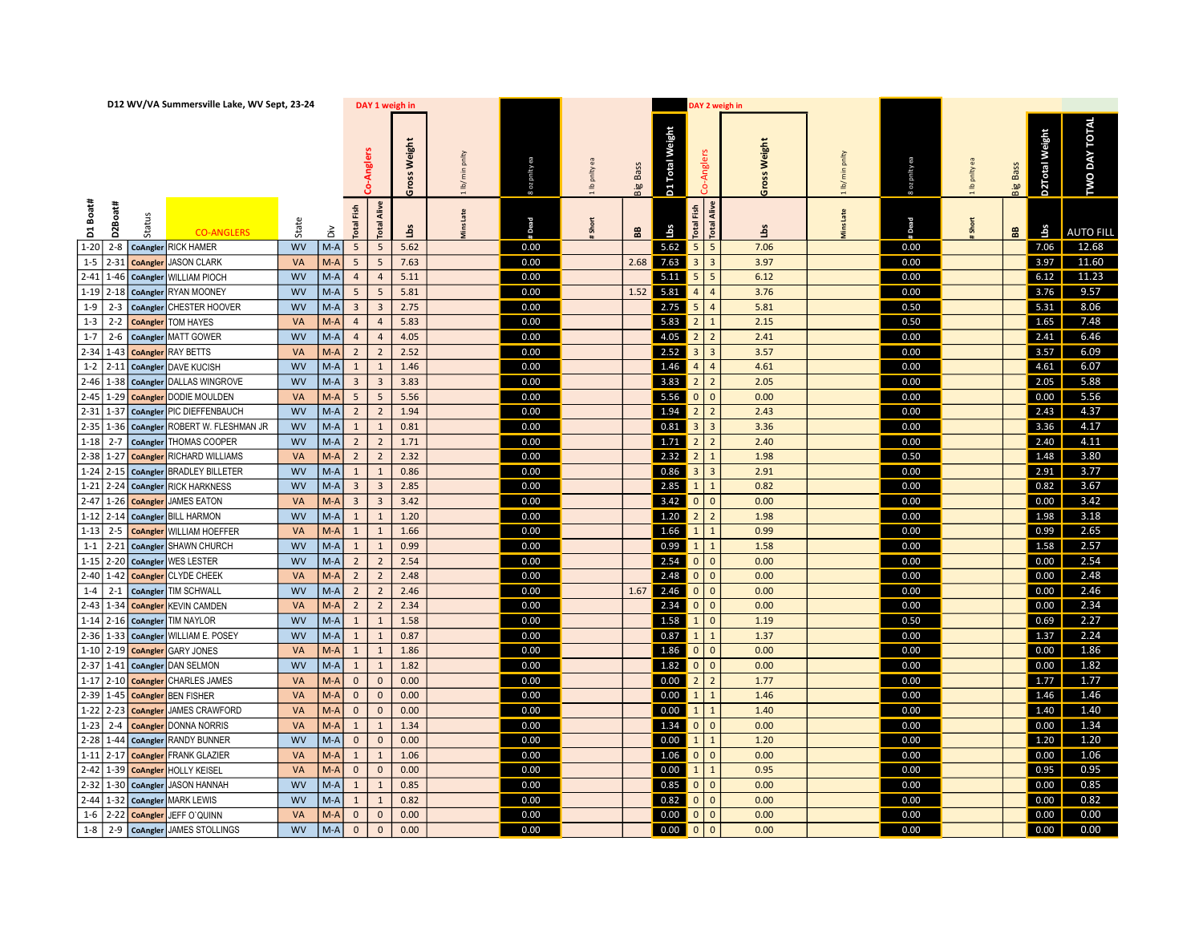D12 WV/VA Summersville Lake, WV Sept, 23-24

| D1 Boat# | D2Boat# | Status | CO-ANGLERS | State | Div | DAY 1 weigh in Co-Anglers Total Fish | Total Alive | Gross Weight Lbs | 1 lb/ min pnlty Mins Late | 8 oz pnlty ea # Dead | 1 lb pnlty ea # Short | Big Bass BB | D1 Total Weight Lbs | DAY 2 weigh in Co-Anglers Total Fish | Total Alive | Gross Weight Lbs | 1 lb/ min pnlty Mins Late | 8 oz pnlty ea # Dead | 1 lb pnlty ea # Short | Big Bass BB | D2Total Weight Lbs | TWO DAY TOTAL AUTO FILL |
|---|---|---|---|---|---|---|---|---|---|---|---|---|---|---|---|---|---|---|---|---|---|---|
| 1-20 | 2-8 | CoAngler | RICK HAMER | WV | M-A | 5 | 5 | 5.62 | | 0.00 | | | 5.62 | 5 | 5 | 7.06 | | 0.00 | | | 7.06 | 12.68 |
| 1-5 | 2-31 | CoAngler | JASON CLARK | VA | M-A | 5 | 5 | 7.63 | | 0.00 | | 2.68 | 7.63 | 3 | 3 | 3.97 | | 0.00 | | | 3.97 | 11.60 |
| 2-41 | 1-46 | CoAngler | WILLIAM PIOCH | WV | M-A | 4 | 4 | 5.11 | | 0.00 | | | 5.11 | 5 | 5 | 6.12 | | 0.00 | | | 6.12 | 11.23 |
| 1-19 | 2-18 | CoAngler | RYAN MOONEY | WV | M-A | 5 | 5 | 5.81 | | 0.00 | | 1.52 | 5.81 | 4 | 4 | 3.76 | | 0.00 | | | 3.76 | 9.57 |
| 1-9 | 2-3 | CoAngler | CHESTER HOOVER | WV | M-A | 3 | 3 | 2.75 | | 0.00 | | | 2.75 | 5 | 4 | 5.81 | | 0.50 | | | 5.31 | 8.06 |
| 1-3 | 2-2 | CoAngler | TOM HAYES | VA | M-A | 4 | 4 | 5.83 | | 0.00 | | | 5.83 | 2 | 1 | 2.15 | | 0.50 | | | 1.65 | 7.48 |
| 1-7 | 2-6 | CoAngler | MATT GOWER | WV | M-A | 4 | 4 | 4.05 | | 0.00 | | | 4.05 | 2 | 2 | 2.41 | | 0.00 | | | 2.41 | 6.46 |
| 2-34 | 1-43 | CoAngler | RAY BETTS | VA | M-A | 2 | 2 | 2.52 | | 0.00 | | | 2.52 | 3 | 3 | 3.57 | | 0.00 | | | 3.57 | 6.09 |
| 1-2 | 2-11 | CoAngler | DAVE KUCISH | WV | M-A | 1 | 1 | 1.46 | | 0.00 | | | 1.46 | 4 | 4 | 4.61 | | 0.00 | | | 4.61 | 6.07 |
| 2-46 | 1-38 | CoAngler | DALLAS WINGROVE | WV | M-A | 3 | 3 | 3.83 | | 0.00 | | | 3.83 | 2 | 2 | 2.05 | | 0.00 | | | 2.05 | 5.88 |
| 2-45 | 1-29 | CoAngler | DODIE MOULDEN | VA | M-A | 5 | 5 | 5.56 | | 0.00 | | | 5.56 | 0 | 0 | 0.00 | | 0.00 | | | 0.00 | 5.56 |
| 2-31 | 1-37 | CoAngler | PIC DIEFFENBAUCH | WV | M-A | 2 | 2 | 1.94 | | 0.00 | | | 1.94 | 2 | 2 | 2.43 | | 0.00 | | | 2.43 | 4.37 |
| 2-35 | 1-36 | CoAngler | ROBERT W. FLESHMAN JR | WV | M-A | 1 | 1 | 0.81 | | 0.00 | | | 0.81 | 3 | 3 | 3.36 | | 0.00 | | | 3.36 | 4.17 |
| 1-18 | 2-7 | CoAngler | THOMAS COOPER | WV | M-A | 2 | 2 | 1.71 | | 0.00 | | | 1.71 | 2 | 2 | 2.40 | | 0.00 | | | 2.40 | 4.11 |
| 2-38 | 1-27 | CoAngler | RICHARD WILLIAMS | VA | M-A | 2 | 2 | 2.32 | | 0.00 | | | 2.32 | 2 | 1 | 1.98 | | 0.50 | | | 1.48 | 3.80 |
| 1-24 | 2-15 | CoAngler | BRADLEY BILLETER | WV | M-A | 1 | 1 | 0.86 | | 0.00 | | | 0.86 | 3 | 3 | 2.91 | | 0.00 | | | 2.91 | 3.77 |
| 1-21 | 2-24 | CoAngler | RICK HARKNESS | WV | M-A | 3 | 3 | 2.85 | | 0.00 | | | 2.85 | 1 | 1 | 0.82 | | 0.00 | | | 0.82 | 3.67 |
| 2-47 | 1-26 | CoAngler | JAMES EATON | VA | M-A | 3 | 3 | 3.42 | | 0.00 | | | 3.42 | 0 | 0 | 0.00 | | 0.00 | | | 0.00 | 3.42 |
| 1-12 | 2-14 | CoAngler | BILL HARMON | WV | M-A | 1 | 1 | 1.20 | | 0.00 | | | 1.20 | 2 | 2 | 1.98 | | 0.00 | | | 1.98 | 3.18 |
| 1-13 | 2-5 | CoAngler | WILLIAM HOEFFER | VA | M-A | 1 | 1 | 1.66 | | 0.00 | | | 1.66 | 1 | 1 | 0.99 | | 0.00 | | | 0.99 | 2.65 |
| 1-1 | 2-21 | CoAngler | SHAWN CHURCH | WV | M-A | 1 | 1 | 0.99 | | 0.00 | | | 0.99 | 1 | 1 | 1.58 | | 0.00 | | | 1.58 | 2.57 |
| 1-15 | 2-20 | CoAngler | WES LESTER | WV | M-A | 2 | 2 | 2.54 | | 0.00 | | | 2.54 | 0 | 0 | 0.00 | | 0.00 | | | 0.00 | 2.54 |
| 2-40 | 1-42 | CoAngler | CLYDE CHEEK | VA | M-A | 2 | 2 | 2.48 | | 0.00 | | | 2.48 | 0 | 0 | 0.00 | | 0.00 | | | 0.00 | 2.48 |
| 1-4 | 2-1 | CoAngler | TIM SCHWALL | WV | M-A | 2 | 2 | 2.46 | | 0.00 | | 1.67 | 2.46 | 0 | 0 | 0.00 | | 0.00 | | | 0.00 | 2.46 |
| 2-43 | 1-34 | CoAngler | KEVIN CAMDEN | VA | M-A | 2 | 2 | 2.34 | | 0.00 | | | 2.34 | 0 | 0 | 0.00 | | 0.00 | | | 0.00 | 2.34 |
| 1-14 | 2-16 | CoAngler | TIM NAYLOR | WV | M-A | 1 | 1 | 1.58 | | 0.00 | | | 1.58 | 1 | 0 | 1.19 | | 0.50 | | | 0.69 | 2.27 |
| 2-36 | 1-33 | CoAngler | WILLIAM E. POSEY | WV | M-A | 1 | 1 | 0.87 | | 0.00 | | | 0.87 | 1 | 1 | 1.37 | | 0.00 | | | 1.37 | 2.24 |
| 1-10 | 2-19 | CoAngler | GARY JONES | VA | M-A | 1 | 1 | 1.86 | | 0.00 | | | 1.86 | 0 | 0 | 0.00 | | 0.00 | | | 0.00 | 1.86 |
| 2-37 | 1-41 | CoAngler | DAN SELMON | WV | M-A | 1 | 1 | 1.82 | | 0.00 | | | 1.82 | 0 | 0 | 0.00 | | 0.00 | | | 0.00 | 1.82 |
| 1-17 | 2-10 | CoAngler | CHARLES JAMES | VA | M-A | 0 | 0 | 0.00 | | 0.00 | | | 0.00 | 2 | 2 | 1.77 | | 0.00 | | | 1.77 | 1.77 |
| 2-39 | 1-45 | CoAngler | BEN FISHER | VA | M-A | 0 | 0 | 0.00 | | 0.00 | | | 0.00 | 1 | 1 | 1.46 | | 0.00 | | | 1.46 | 1.46 |
| 1-22 | 2-23 | CoAngler | JAMES CRAWFORD | VA | M-A | 0 | 0 | 0.00 | | 0.00 | | | 0.00 | 1 | 1 | 1.40 | | 0.00 | | | 1.40 | 1.40 |
| 1-23 | 2-4 | CoAngler | DONNA NORRIS | VA | M-A | 1 | 1 | 1.34 | | 0.00 | | | 1.34 | 0 | 0 | 0.00 | | 0.00 | | | 0.00 | 1.34 |
| 2-28 | 1-44 | CoAngler | RANDY BUNNER | WV | M-A | 0 | 0 | 0.00 | | 0.00 | | | 0.00 | 1 | 1 | 1.20 | | 0.00 | | | 1.20 | 1.20 |
| 1-11 | 2-17 | CoAngler | FRANK GLAZIER | VA | M-A | 1 | 1 | 1.06 | | 0.00 | | | 1.06 | 0 | 0 | 0.00 | | 0.00 | | | 0.00 | 1.06 |
| 2-42 | 1-39 | CoAngler | HOLLY KEISEL | VA | M-A | 0 | 0 | 0.00 | | 0.00 | | | 0.00 | 1 | 1 | 0.95 | | 0.00 | | | 0.95 | 0.95 |
| 2-32 | 1-30 | CoAngler | JASON HANNAH | WV | M-A | 1 | 1 | 0.85 | | 0.00 | | | 0.85 | 0 | 0 | 0.00 | | 0.00 | | | 0.00 | 0.85 |
| 2-44 | 1-32 | CoAngler | MARK LEWIS | WV | M-A | 1 | 1 | 0.82 | | 0.00 | | | 0.82 | 0 | 0 | 0.00 | | 0.00 | | | 0.00 | 0.82 |
| 1-6 | 2-22 | CoAngler | JEFF O`QUINN | VA | M-A | 0 | 0 | 0.00 | | 0.00 | | | 0.00 | 0 | 0 | 0.00 | | 0.00 | | | 0.00 | 0.00 |
| 1-8 | 2-9 | CoAngler | JAMES STOLLINGS | WV | M-A | 0 | 0 | 0.00 | | 0.00 | | | 0.00 | 0 | 0 | 0.00 | | 0.00 | | | 0.00 | 0.00 |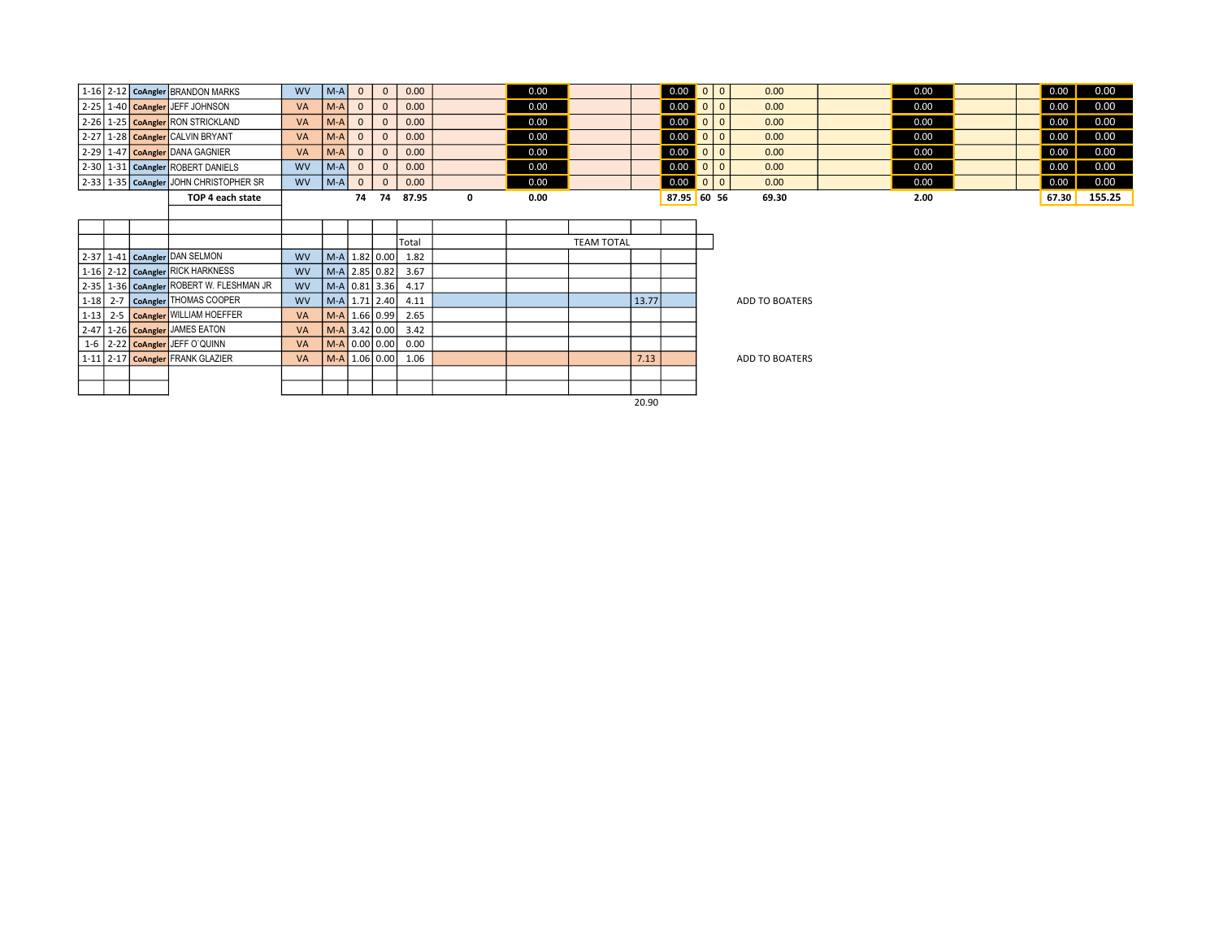| | | | | | | | | | | | | | | | | | | | | | | |
|---|---|---|---|---|---|---|---|---|---|---|---|---|---|---|---|---|---|---|---|---|---|---|
| 1-16 | 2-12 | CoAngler | BRANDON MARKS | WV | M-A | 0 | 0 | 0.00 | | 0.00 | | | 0.00 | 0 | 0 | 0.00 | | 0.00 | | | 0.00 | 0.00 |
| 2-25 | 1-40 | CoAngler | JEFF JOHNSON | VA | M-A | 0 | 0 | 0.00 | | 0.00 | | | 0.00 | 0 | 0 | 0.00 | | 0.00 | | | 0.00 | 0.00 |
| 2-26 | 1-25 | CoAngler | RON STRICKLAND | VA | M-A | 0 | 0 | 0.00 | | 0.00 | | | 0.00 | 0 | 0 | 0.00 | | 0.00 | | | 0.00 | 0.00 |
| 2-27 | 1-28 | CoAngler | CALVIN BRYANT | VA | M-A | 0 | 0 | 0.00 | | 0.00 | | | 0.00 | 0 | 0 | 0.00 | | 0.00 | | | 0.00 | 0.00 |
| 2-29 | 1-47 | CoAngler | DANA GAGNIER | VA | M-A | 0 | 0 | 0.00 | | 0.00 | | | 0.00 | 0 | 0 | 0.00 | | 0.00 | | | 0.00 | 0.00 |
| 2-30 | 1-31 | CoAngler | ROBERT DANIELS | WV | M-A | 0 | 0 | 0.00 | | 0.00 | | | 0.00 | 0 | 0 | 0.00 | | 0.00 | | | 0.00 | 0.00 |
| 2-33 | 1-35 | CoAngler | JOHN CHRISTOPHER SR | WV | M-A | 0 | 0 | 0.00 | | 0.00 | | | 0.00 | 0 | 0 | 0.00 | | 0.00 | | | 0.00 | 0.00 |
| | | | **TOP 4 each state** | | | **74** | **74** | **87.95** | **0** | **0.00** | | | **87.95** | **60** | **56** | **69.30** | | **2.00** | | | **67.30** | **155.25** |

| | | | | | | | | | | | | | | |
|---|---|---|---|---|---|---|---|---|---|---|---|---|---|---|
| | | | | | | | | Total | | TEAM TOTAL | | | | |
| 2-37 | 1-41 | CoAngler | DAN SELMON | WV | M-A | 1.82 | 0.00 | 1.82 | | | | | | |
| 1-16 | 2-12 | CoAngler | RICK HARKNESS | WV | M-A | 2.85 | 0.82 | 3.67 | | | | | | |
| 2-35 | 1-36 | CoAngler | ROBERT W. FLESHMAN JR | WV | M-A | 0.81 | 3.36 | 4.17 | | | | | | |
| 1-18 | 2-7 | CoAngler | THOMAS COOPER | WV | M-A | 1.71 | 2.40 | 4.11 | | | | 13.77 | | ADD TO BOATERS |
| 1-13 | 2-5 | CoAngler | WILLIAM HOEFFER | VA | M-A | 1.66 | 0.99 | 2.65 | | | | | | |
| 2-47 | 1-26 | CoAngler | JAMES EATON | VA | M-A | 3.42 | 0.00 | 3.42 | | | | | | |
| 1-6 | 2-22 | CoAngler | JEFF O`QUINN | VA | M-A | 0.00 | 0.00 | 0.00 | | | | | | |
| 1-11 | 2-17 | CoAngler | FRANK GLAZIER | VA | M-A | 1.06 | 0.00 | 1.06 | | | | 7.13 | | ADD TO BOATERS |
| | | | | | | | | | | | | 20.90 | | |